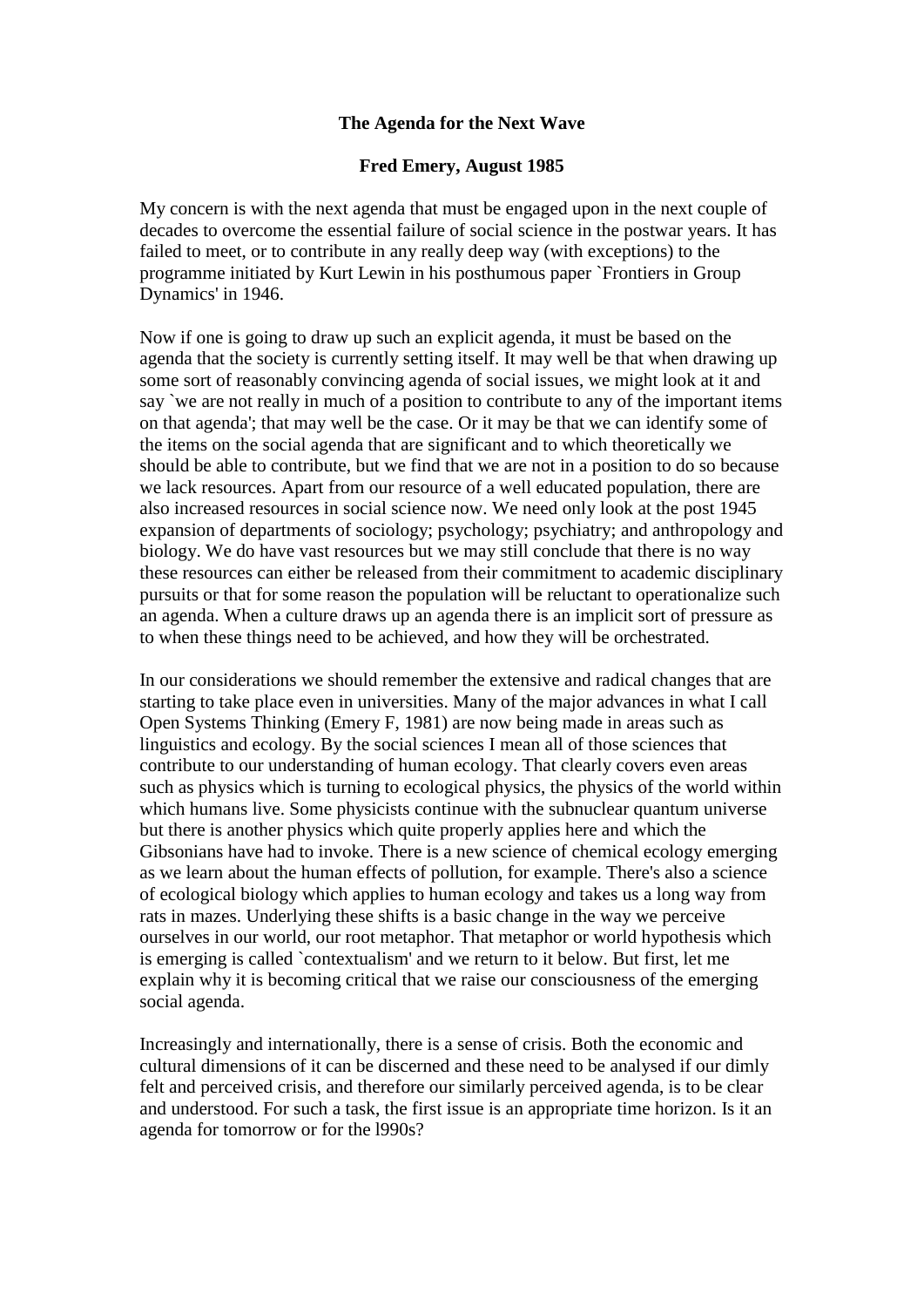**The Agenda for the Next Wave**

**Fred Emery, August 1985**

My concern is with the next agenda that must be engaged upon in the next couple of decades to overcome the essential failure of social science in the postwar years. It has failed to meet, or to contribute in any really deep way (with exceptions) to the programme initiated by Kurt Lewin in his posthumous paper `Frontiers in Group Dynamics' in 1946.

Now if one is going to draw up such an explicit agenda, it must be based on the agenda that the society is currently setting itself. It may well be that when drawing up some sort of reasonably convincing agenda of social issues, we might look at it and say `we are not really in much of a position to contribute to any of the important items on that agenda'; that may well be the case. Or it may be that we can identify some of the items on the social agenda that are significant and to which theoretically we should be able to contribute, but we find that we are not in a position to do so because we lack resources. Apart from our resource of a well educated population, there are also increased resources in social science now. We need only look at the post 1945 expansion of departments of sociology; psychology; psychiatry; and anthropology and biology. We do have vast resources but we may still conclude that there is no way these resources can either be released from their commitment to academic disciplinary pursuits or that for some reason the population will be reluctant to operationalize such an agenda. When a culture draws up an agenda there is an implicit sort of pressure as to when these things need to be achieved, and how they will be orchestrated.

In our considerations we should remember the extensive and radical changes that are starting to take place even in universities. Many of the major advances in what I call Open Systems Thinking (Emery F, 1981) are now being made in areas such as linguistics and ecology. By the social sciences I mean all of those sciences that contribute to our understanding of human ecology. That clearly covers even areas such as physics which is turning to ecological physics, the physics of the world within which humans live. Some physicists continue with the subnuclear quantum universe but there is another physics which quite properly applies here and which the Gibsonians have had to invoke. There is a new science of chemical ecology emerging as we learn about the human effects of pollution, for example. There's also a science of ecological biology which applies to human ecology and takes us a long way from rats in mazes. Underlying these shifts is a basic change in the way we perceive ourselves in our world, our root metaphor. That metaphor or world hypothesis which is emerging is called `contextualism' and we return to it below. But first, let me explain why it is becoming critical that we raise our consciousness of the emerging social agenda.

Increasingly and internationally, there is a sense of crisis. Both the economic and cultural dimensions of it can be discerned and these need to be analysed if our dimly felt and perceived crisis, and therefore our similarly perceived agenda, is to be clear and understood. For such a task, the first issue is an appropriate time horizon. Is it an agenda for tomorrow or for the l990s?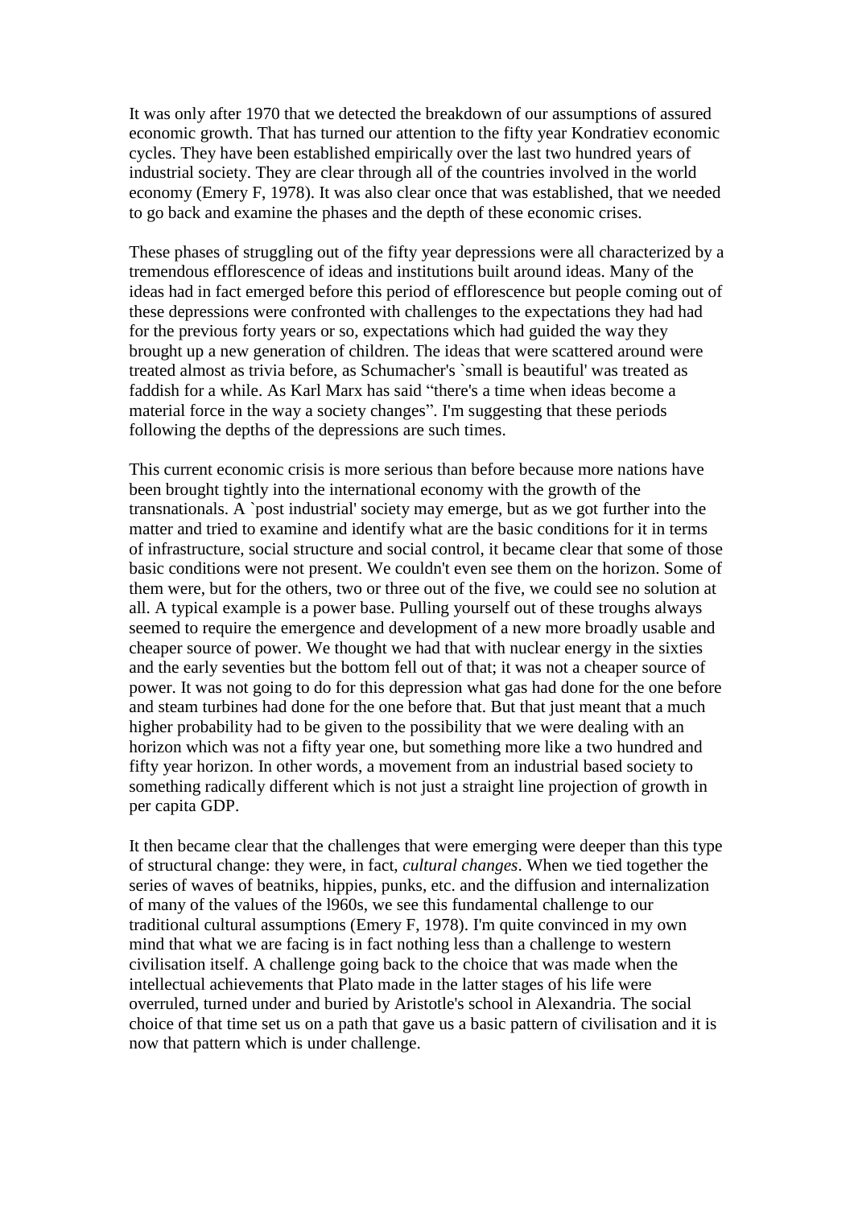It was only after 1970 that we detected the breakdown of our assumptions of assured economic growth. That has turned our attention to the fifty year Kondratiev economic cycles. They have been established empirically over the last two hundred years of industrial society. They are clear through all of the countries involved in the world economy (Emery F, 1978). It was also clear once that was established, that we needed to go back and examine the phases and the depth of these economic crises.

These phases of struggling out of the fifty year depressions were all characterized by a tremendous efflorescence of ideas and institutions built around ideas. Many of the ideas had in fact emerged before this period of efflorescence but people coming out of these depressions were confronted with challenges to the expectations they had had for the previous forty years or so, expectations which had guided the way they brought up a new generation of children. The ideas that were scattered around were treated almost as trivia before, as Schumacher's `small is beautiful' was treated as faddish for a while. As Karl Marx has said "there's a time when ideas become a material force in the way a society changes". I'm suggesting that these periods following the depths of the depressions are such times.

This current economic crisis is more serious than before because more nations have been brought tightly into the international economy with the growth of the transnationals. A `post industrial' society may emerge, but as we got further into the matter and tried to examine and identify what are the basic conditions for it in terms of infrastructure, social structure and social control, it became clear that some of those basic conditions were not present. We couldn't even see them on the horizon. Some of them were, but for the others, two or three out of the five, we could see no solution at all. A typical example is a power base. Pulling yourself out of these troughs always seemed to require the emergence and development of a new more broadly usable and cheaper source of power. We thought we had that with nuclear energy in the sixties and the early seventies but the bottom fell out of that; it was not a cheaper source of power. It was not going to do for this depression what gas had done for the one before and steam turbines had done for the one before that. But that just meant that a much higher probability had to be given to the possibility that we were dealing with an horizon which was not a fifty year one, but something more like a two hundred and fifty year horizon. In other words, a movement from an industrial based society to something radically different which is not just a straight line projection of growth in per capita GDP.

It then became clear that the challenges that were emerging were deeper than this type of structural change: they were, in fact, *cultural changes*. When we tied together the series of waves of beatniks, hippies, punks, etc. and the diffusion and internalization of many of the values of the l960s, we see this fundamental challenge to our traditional cultural assumptions (Emery F, 1978). I'm quite convinced in my own mind that what we are facing is in fact nothing less than a challenge to western civilisation itself. A challenge going back to the choice that was made when the intellectual achievements that Plato made in the latter stages of his life were overruled, turned under and buried by Aristotle's school in Alexandria. The social choice of that time set us on a path that gave us a basic pattern of civilisation and it is now that pattern which is under challenge.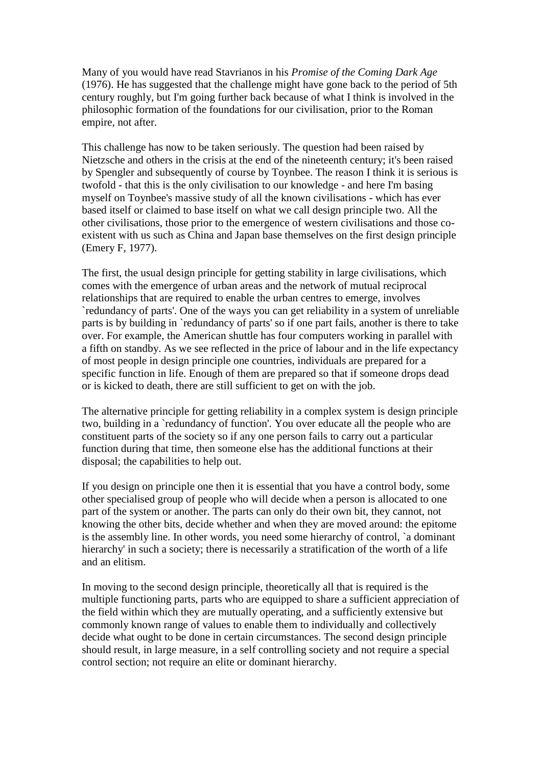Many of you would have read Stavrianos in his *Promise of the Coming Dark Age* (1976). He has suggested that the challenge might have gone back to the period of 5th century roughly, but I'm going further back because of what I think is involved in the philosophic formation of the foundations for our civilisation, prior to the Roman empire, not after.

This challenge has now to be taken seriously. The question had been raised by Nietzsche and others in the crisis at the end of the nineteenth century; it's been raised by Spengler and subsequently of course by Toynbee. The reason I think it is serious is twofold - that this is the only civilisation to our knowledge - and here I'm basing myself on Toynbee's massive study of all the known civilisations - which has ever based itself or claimed to base itself on what we call design principle two. All the other civilisations, those prior to the emergence of western civilisations and those co-existent with us such as China and Japan base themselves on the first design principle (Emery F, 1977).

The first, the usual design principle for getting stability in large civilisations, which comes with the emergence of urban areas and the network of mutual reciprocal relationships that are required to enable the urban centres to emerge, involves `redundancy of parts'. One of the ways you can get reliability in a system of unreliable parts is by building in `redundancy of parts' so if one part fails, another is there to take over. For example, the American shuttle has four computers working in parallel with a fifth on standby. As we see reflected in the price of labour and in the life expectancy of most people in design principle one countries, individuals are prepared for a specific function in life. Enough of them are prepared so that if someone drops dead or is kicked to death, there are still sufficient to get on with the job.

The alternative principle for getting reliability in a complex system is design principle two, building in a `redundancy of function'. You over educate all the people who are constituent parts of the society so if any one person fails to carry out a particular function during that time, then someone else has the additional functions at their disposal; the capabilities to help out.

If you design on principle one then it is essential that you have a control body, some other specialised group of people who will decide when a person is allocated to one part of the system or another. The parts can only do their own bit, they cannot, not knowing the other bits, decide whether and when they are moved around: the epitome is the assembly line. In other words, you need some hierarchy of control, `a dominant hierarchy' in such a society; there is necessarily a stratification of the worth of a life and an elitism.

In moving to the second design principle, theoretically all that is required is the multiple functioning parts, parts who are equipped to share a sufficient appreciation of the field within which they are mutually operating, and a sufficiently extensive but commonly known range of values to enable them to individually and collectively decide what ought to be done in certain circumstances. The second design principle should result, in large measure, in a self controlling society and not require a special control section; not require an elite or dominant hierarchy.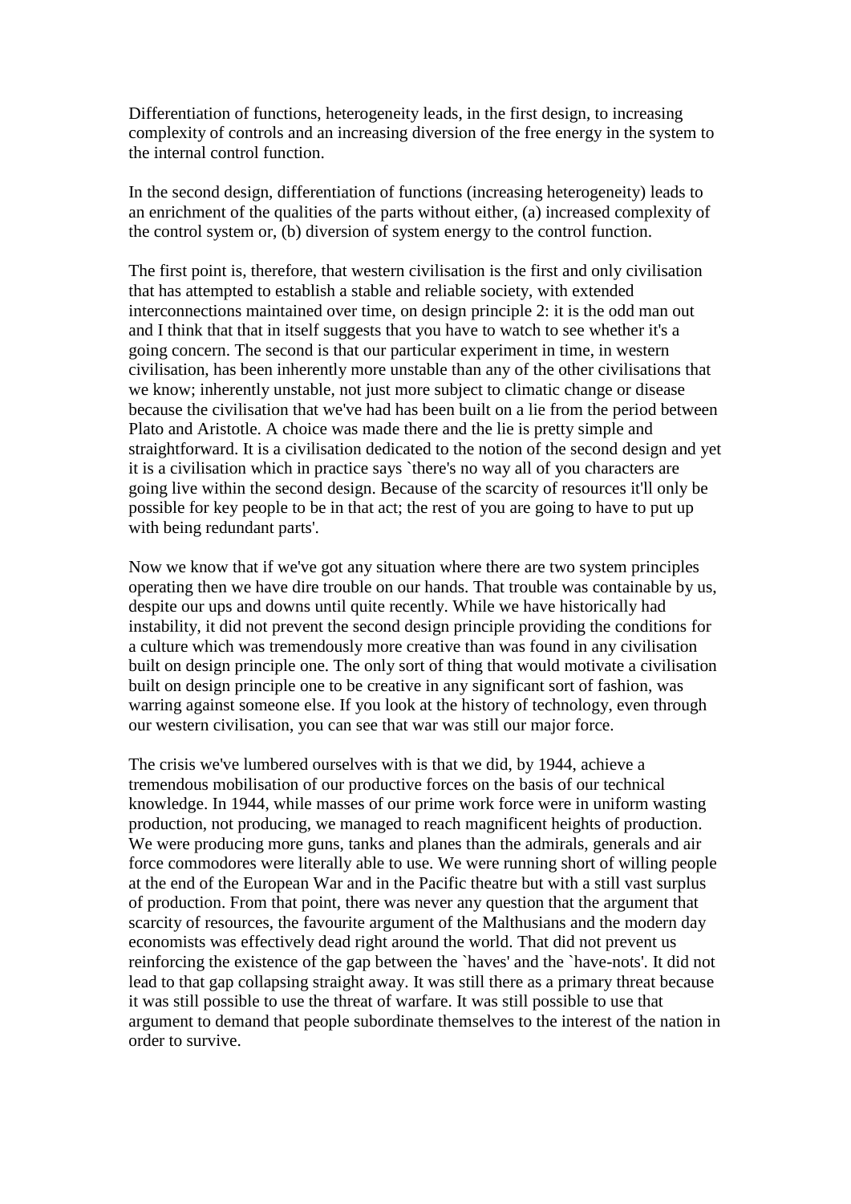Differentiation of functions, heterogeneity leads, in the first design, to increasing complexity of controls and an increasing diversion of the free energy in the system to the internal control function.

In the second design, differentiation of functions (increasing heterogeneity) leads to an enrichment of the qualities of the parts without either, (a) increased complexity of the control system or, (b) diversion of system energy to the control function.

The first point is, therefore, that western civilisation is the first and only civilisation that has attempted to establish a stable and reliable society, with extended interconnections maintained over time, on design principle 2: it is the odd man out and I think that that in itself suggests that you have to watch to see whether it's a going concern. The second is that our particular experiment in time, in western civilisation, has been inherently more unstable than any of the other civilisations that we know; inherently unstable, not just more subject to climatic change or disease because the civilisation that we've had has been built on a lie from the period between Plato and Aristotle. A choice was made there and the lie is pretty simple and straightforward. It is a civilisation dedicated to the notion of the second design and yet it is a civilisation which in practice says `there's no way all of you characters are going live within the second design. Because of the scarcity of resources it'll only be possible for key people to be in that act; the rest of you are going to have to put up with being redundant parts'.

Now we know that if we've got any situation where there are two system principles operating then we have dire trouble on our hands. That trouble was containable by us, despite our ups and downs until quite recently. While we have historically had instability, it did not prevent the second design principle providing the conditions for a culture which was tremendously more creative than was found in any civilisation built on design principle one. The only sort of thing that would motivate a civilisation built on design principle one to be creative in any significant sort of fashion, was warring against someone else. If you look at the history of technology, even through our western civilisation, you can see that war was still our major force.

The crisis we've lumbered ourselves with is that we did, by 1944, achieve a tremendous mobilisation of our productive forces on the basis of our technical knowledge. In 1944, while masses of our prime work force were in uniform wasting production, not producing, we managed to reach magnificent heights of production. We were producing more guns, tanks and planes than the admirals, generals and air force commodores were literally able to use. We were running short of willing people at the end of the European War and in the Pacific theatre but with a still vast surplus of production. From that point, there was never any question that the argument that scarcity of resources, the favourite argument of the Malthusians and the modern day economists was effectively dead right around the world. That did not prevent us reinforcing the existence of the gap between the `haves' and the `have-nots'. It did not lead to that gap collapsing straight away. It was still there as a primary threat because it was still possible to use the threat of warfare. It was still possible to use that argument to demand that people subordinate themselves to the interest of the nation in order to survive.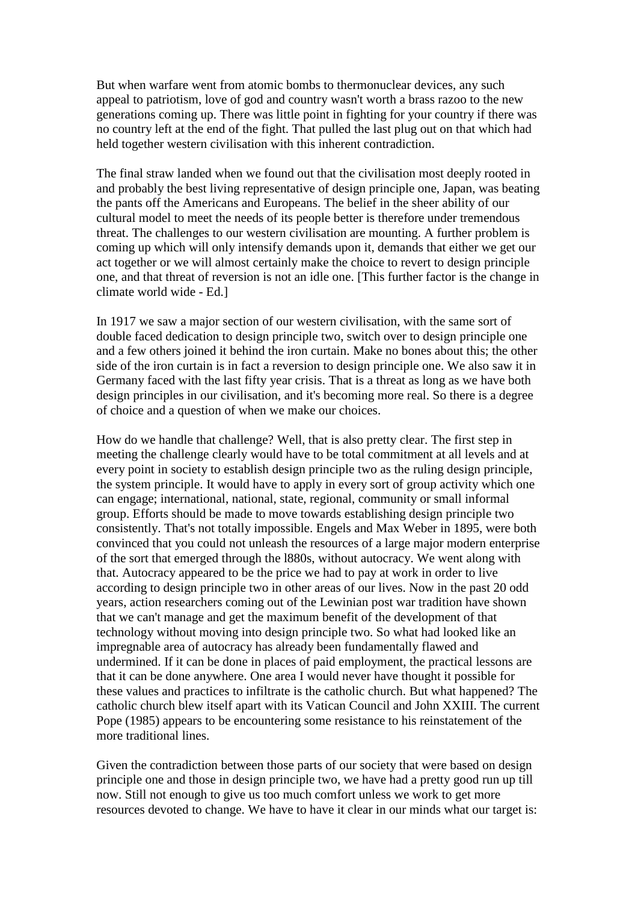But when warfare went from atomic bombs to thermonuclear devices, any such appeal to patriotism, love of god and country wasn't worth a brass razoo to the new generations coming up. There was little point in fighting for your country if there was no country left at the end of the fight. That pulled the last plug out on that which had held together western civilisation with this inherent contradiction.

The final straw landed when we found out that the civilisation most deeply rooted in and probably the best living representative of design principle one, Japan, was beating the pants off the Americans and Europeans. The belief in the sheer ability of our cultural model to meet the needs of its people better is therefore under tremendous threat. The challenges to our western civilisation are mounting. A further problem is coming up which will only intensify demands upon it, demands that either we get our act together or we will almost certainly make the choice to revert to design principle one, and that threat of reversion is not an idle one. [This further factor is the change in climate world wide - Ed.]

In 1917 we saw a major section of our western civilisation, with the same sort of double faced dedication to design principle two, switch over to design principle one and a few others joined it behind the iron curtain. Make no bones about this; the other side of the iron curtain is in fact a reversion to design principle one. We also saw it in Germany faced with the last fifty year crisis. That is a threat as long as we have both design principles in our civilisation, and it's becoming more real. So there is a degree of choice and a question of when we make our choices.

How do we handle that challenge? Well, that is also pretty clear. The first step in meeting the challenge clearly would have to be total commitment at all levels and at every point in society to establish design principle two as the ruling design principle, the system principle. It would have to apply in every sort of group activity which one can engage; international, national, state, regional, community or small informal group. Efforts should be made to move towards establishing design principle two consistently. That's not totally impossible. Engels and Max Weber in 1895, were both convinced that you could not unleash the resources of a large major modern enterprise of the sort that emerged through the l880s, without autocracy. We went along with that. Autocracy appeared to be the price we had to pay at work in order to live according to design principle two in other areas of our lives. Now in the past 20 odd years, action researchers coming out of the Lewinian post war tradition have shown that we can't manage and get the maximum benefit of the development of that technology without moving into design principle two. So what had looked like an impregnable area of autocracy has already been fundamentally flawed and undermined. If it can be done in places of paid employment, the practical lessons are that it can be done anywhere. One area I would never have thought it possible for these values and practices to infiltrate is the catholic church. But what happened? The catholic church blew itself apart with its Vatican Council and John XXIII. The current Pope (1985) appears to be encountering some resistance to his reinstatement of the more traditional lines.

Given the contradiction between those parts of our society that were based on design principle one and those in design principle two, we have had a pretty good run up till now. Still not enough to give us too much comfort unless we work to get more resources devoted to change. We have to have it clear in our minds what our target is: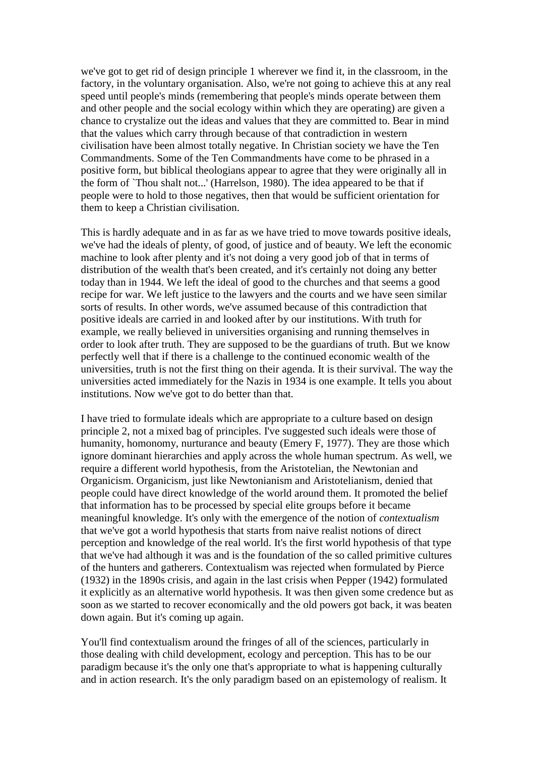we've got to get rid of design principle 1 wherever we find it, in the classroom, in the factory, in the voluntary organisation. Also, we're not going to achieve this at any real speed until people's minds (remembering that people's minds operate between them and other people and the social ecology within which they are operating) are given a chance to crystalize out the ideas and values that they are committed to. Bear in mind that the values which carry through because of that contradiction in western civilisation have been almost totally negative. In Christian society we have the Ten Commandments. Some of the Ten Commandments have come to be phrased in a positive form, but biblical theologians appear to agree that they were originally all in the form of `Thou shalt not...' (Harrelson, 1980). The idea appeared to be that if people were to hold to those negatives, then that would be sufficient orientation for them to keep a Christian civilisation.

This is hardly adequate and in as far as we have tried to move towards positive ideals, we've had the ideals of plenty, of good, of justice and of beauty. We left the economic machine to look after plenty and it's not doing a very good job of that in terms of distribution of the wealth that's been created, and it's certainly not doing any better today than in 1944. We left the ideal of good to the churches and that seems a good recipe for war. We left justice to the lawyers and the courts and we have seen similar sorts of results. In other words, we've assumed because of this contradiction that positive ideals are carried in and looked after by our institutions. With truth for example, we really believed in universities organising and running themselves in order to look after truth. They are supposed to be the guardians of truth. But we know perfectly well that if there is a challenge to the continued economic wealth of the universities, truth is not the first thing on their agenda. It is their survival. The way the universities acted immediately for the Nazis in 1934 is one example. It tells you about institutions. Now we've got to do better than that.

I have tried to formulate ideals which are appropriate to a culture based on design principle 2, not a mixed bag of principles. I've suggested such ideals were those of humanity, homonomy, nurturance and beauty (Emery F, 1977). They are those which ignore dominant hierarchies and apply across the whole human spectrum. As well, we require a different world hypothesis, from the Aristotelian, the Newtonian and Organicism. Organicism, just like Newtonianism and Aristotelianism, denied that people could have direct knowledge of the world around them. It promoted the belief that information has to be processed by special elite groups before it became meaningful knowledge. It's only with the emergence of the notion of *contextualism* that we've got a world hypothesis that starts from naive realist notions of direct perception and knowledge of the real world. It's the first world hypothesis of that type that we've had although it was and is the foundation of the so called primitive cultures of the hunters and gatherers. Contextualism was rejected when formulated by Pierce (1932) in the 1890s crisis, and again in the last crisis when Pepper (1942) formulated it explicitly as an alternative world hypothesis. It was then given some credence but as soon as we started to recover economically and the old powers got back, it was beaten down again. But it's coming up again.

You'll find contextualism around the fringes of all of the sciences, particularly in those dealing with child development, ecology and perception. This has to be our paradigm because it's the only one that's appropriate to what is happening culturally and in action research. It's the only paradigm based on an epistemology of realism. It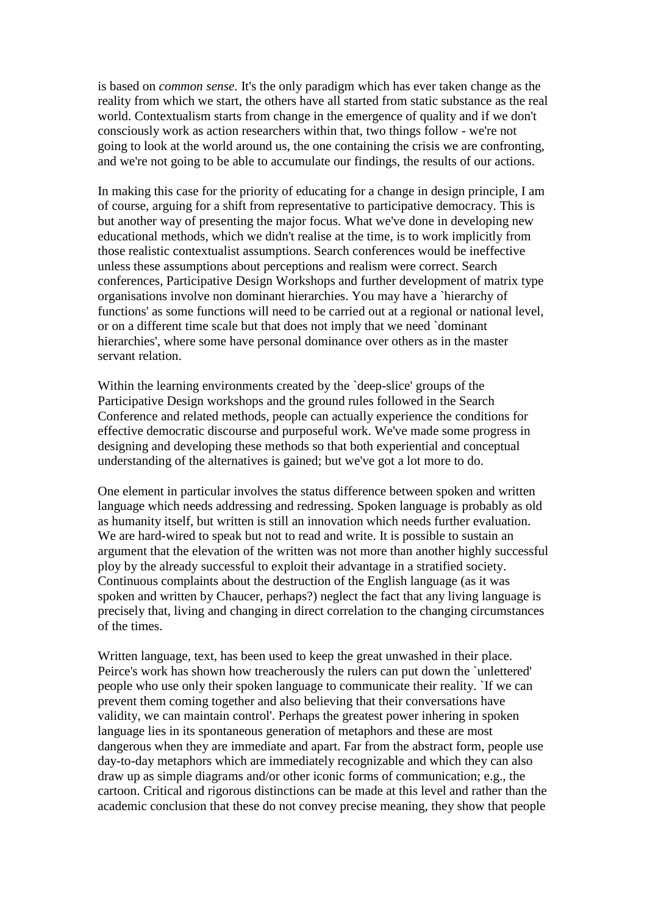is based on *common sense.* It's the only paradigm which has ever taken change as the reality from which we start, the others have all started from static substance as the real world. Contextualism starts from change in the emergence of quality and if we don't consciously work as action researchers within that, two things follow - we're not going to look at the world around us, the one containing the crisis we are confronting, and we're not going to be able to accumulate our findings, the results of our actions.

In making this case for the priority of educating for a change in design principle, I am of course, arguing for a shift from representative to participative democracy. This is but another way of presenting the major focus. What we've done in developing new educational methods, which we didn't realise at the time, is to work implicitly from those realistic contextualist assumptions. Search conferences would be ineffective unless these assumptions about perceptions and realism were correct. Search conferences, Participative Design Workshops and further development of matrix type organisations involve non dominant hierarchies. You may have a `hierarchy of functions' as some functions will need to be carried out at a regional or national level, or on a different time scale but that does not imply that we need `dominant hierarchies', where some have personal dominance over others as in the master servant relation.

Within the learning environments created by the `deep-slice' groups of the Participative Design workshops and the ground rules followed in the Search Conference and related methods, people can actually experience the conditions for effective democratic discourse and purposeful work. We've made some progress in designing and developing these methods so that both experiential and conceptual understanding of the alternatives is gained; but we've got a lot more to do.

One element in particular involves the status difference between spoken and written language which needs addressing and redressing. Spoken language is probably as old as humanity itself, but written is still an innovation which needs further evaluation. We are hard-wired to speak but not to read and write. It is possible to sustain an argument that the elevation of the written was not more than another highly successful ploy by the already successful to exploit their advantage in a stratified society. Continuous complaints about the destruction of the English language (as it was spoken and written by Chaucer, perhaps?) neglect the fact that any living language is precisely that, living and changing in direct correlation to the changing circumstances of the times.

Written language, text, has been used to keep the great unwashed in their place. Peirce's work has shown how treacherously the rulers can put down the `unlettered' people who use only their spoken language to communicate their reality. `If we can prevent them coming together and also believing that their conversations have validity, we can maintain control'. Perhaps the greatest power inhering in spoken language lies in its spontaneous generation of metaphors and these are most dangerous when they are immediate and apart. Far from the abstract form, people use day-to-day metaphors which are immediately recognizable and which they can also draw up as simple diagrams and/or other iconic forms of communication; e.g., the cartoon. Critical and rigorous distinctions can be made at this level and rather than the academic conclusion that these do not convey precise meaning, they show that people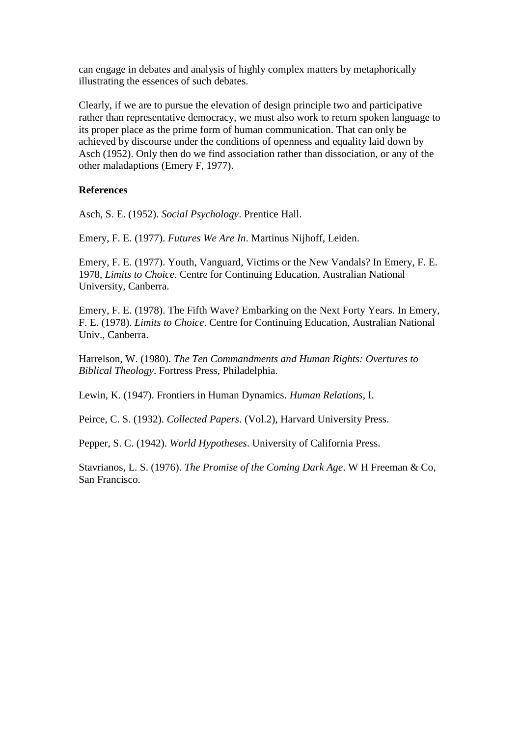can engage in debates and analysis of highly complex matters by metaphorically illustrating the essences of such debates.

Clearly, if we are to pursue the elevation of design principle two and participative rather than representative democracy, we must also work to return spoken language to its proper place as the prime form of human communication. That can only be achieved by discourse under the conditions of openness and equality laid down by Asch (1952). Only then do we find association rather than dissociation, or any of the other maladaptions (Emery F, 1977).

**References**

Asch, S. E. (1952). *Social Psychology*. Prentice Hall.

Emery, F. E. (1977). *Futures We Are In*. Martinus Nijhoff, Leiden.

Emery, F. E. (1977). Youth, Vanguard, Victims or the New Vandals? In Emery, F. E. 1978, *Limits to Choice*. Centre for Continuing Education, Australian National University, Canberra.

Emery, F. E. (1978). The Fifth Wave? Embarking on the Next Forty Years. In Emery, F. E. (1978). *Limits to Choice*. Centre for Continuing Education, Australian National Univ., Canberra.

Harrelson, W. (1980). *The Ten Commandments and Human Rights: Overtures to Biblical Theology*. Fortress Press, Philadelphia.

Lewin, K. (1947). Frontiers in Human Dynamics. *Human Relations*, I.

Peirce, C. S. (1932). *Collected Papers*. (Vol.2), Harvard University Press.

Pepper, S. C. (1942). *World Hypotheses*. University of California Press.

Stavrianos, L. S. (1976). *The Promise of the Coming Dark Age*. W H Freeman & Co, San Francisco.